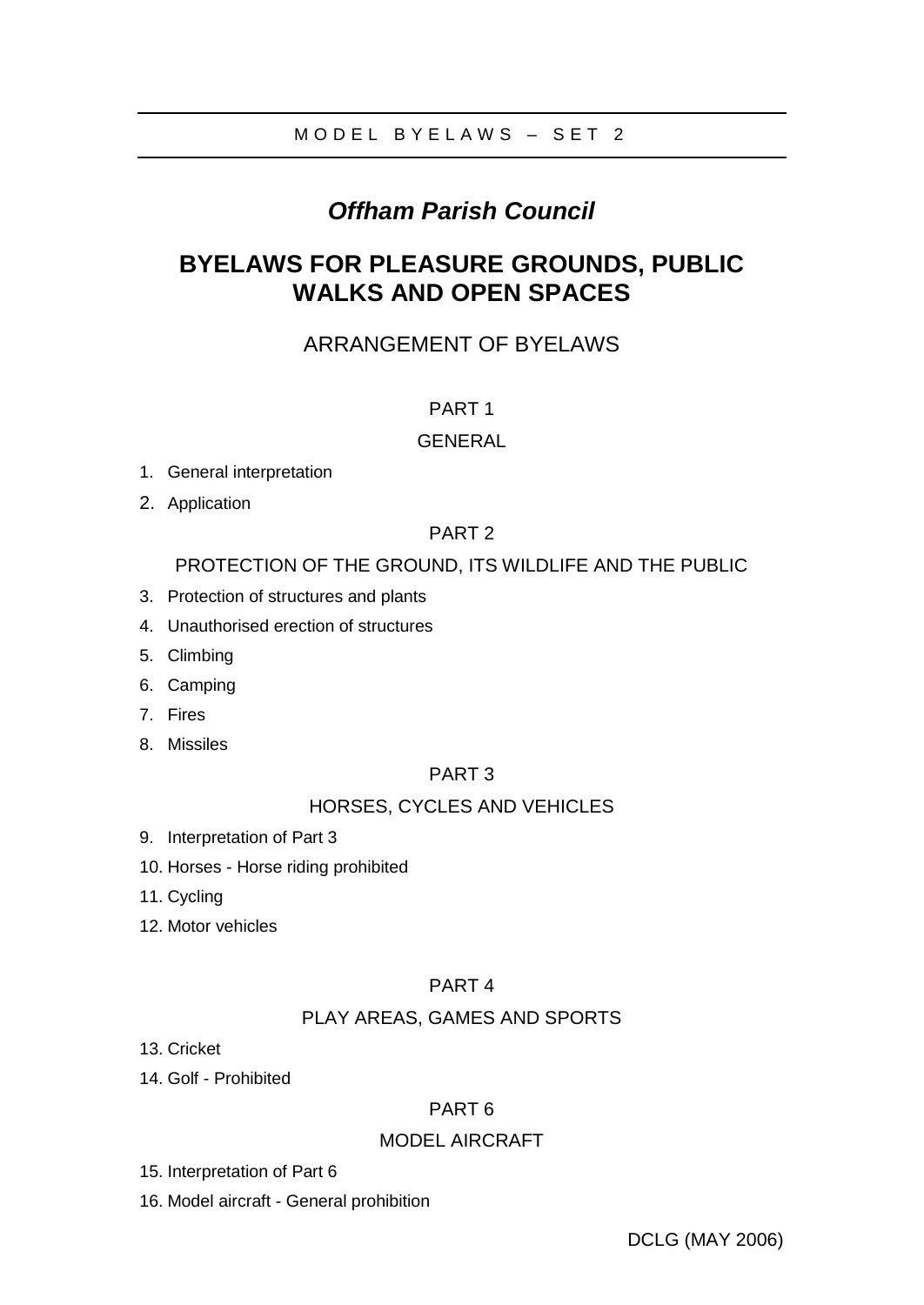MODEL BYELAWS – SET 2

# *Offham Parish Council*

# BYELAWS FOR PLEASURE GROUNDS, PUBLIC WALKS AND OPEN SPACES

## ARRANGEMENT OF BYELAWS

### PART 1

### GENERAL

1. General interpretation
2. Application

### PART 2

### PROTECTION OF THE GROUND, ITS WILDLIFE AND THE PUBLIC

3. Protection of structures and plants
4. Unauthorised erection of structures
5. Climbing
6. Camping
7. Fires
8. Missiles

### PART 3

### HORSES, CYCLES AND VEHICLES

9. Interpretation of Part 3
10. Horses - Horse riding prohibited
11. Cycling
12. Motor vehicles

### PART 4

### PLAY AREAS, GAMES AND SPORTS

13. Cricket
14. Golf - Prohibited

### PART 6

### MODEL AIRCRAFT

15. Interpretation of Part 6
16. Model aircraft - General prohibition

DCLG (MAY 2006)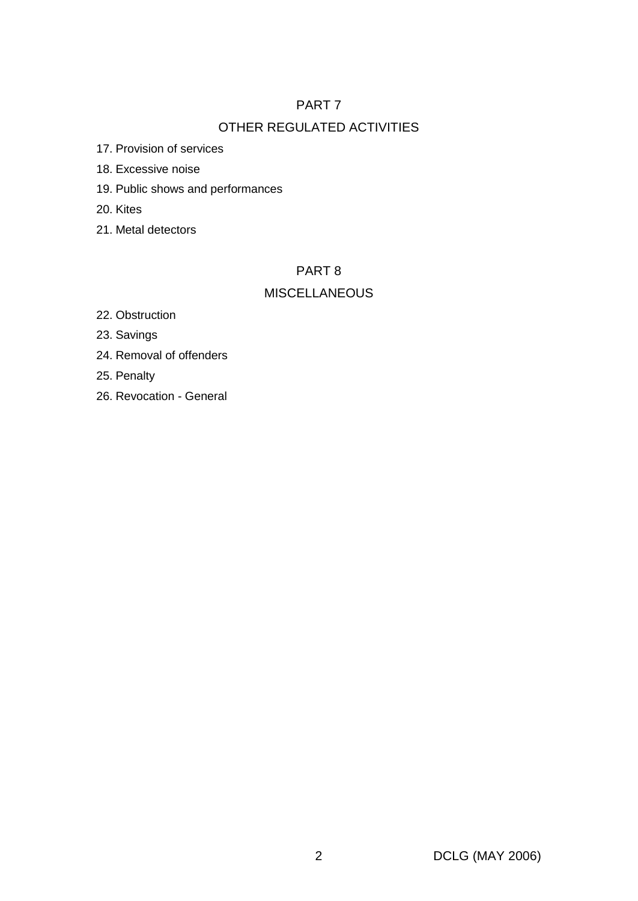## PART 7

## OTHER REGULATED ACTIVITIES

17. Provision of services
18. Excessive noise
19. Public shows and performances
20. Kites
21. Metal detectors

## PART 8

## MISCELLANEOUS

22. Obstruction
23. Savings
24. Removal of offenders
25. Penalty
26. Revocation - General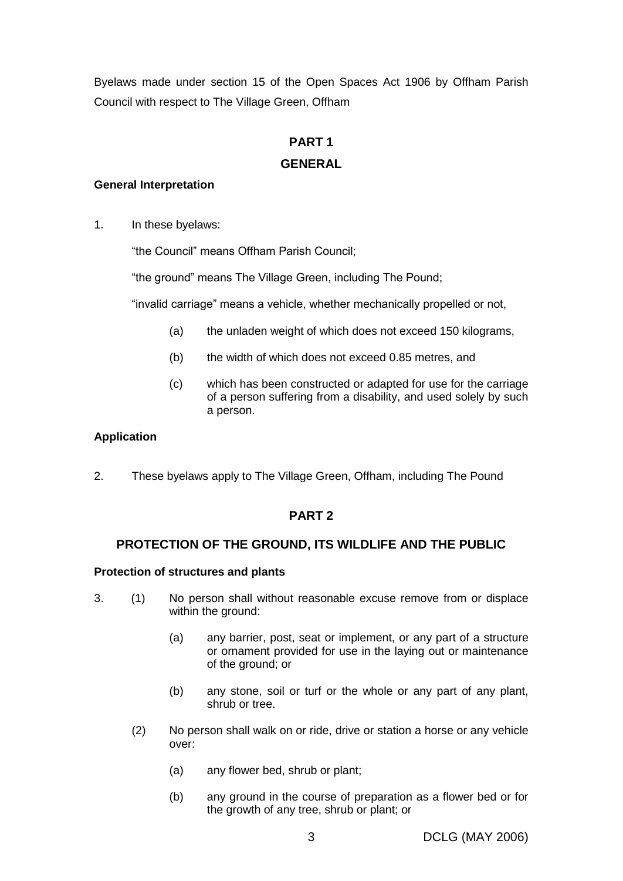Byelaws made under section 15 of the Open Spaces Act 1906 by Offham Parish Council with respect to The Village Green, Offham

## PART 1

## GENERAL

### General Interpretation

1. In these byelaws:

   "the Council" means Offham Parish Council;

   "the ground" means The Village Green, including The Pound;

   "invalid carriage" means a vehicle, whether mechanically propelled or not,

   (a) the unladen weight of which does not exceed 150 kilograms,

   (b) the width of which does not exceed 0.85 metres, and

   (c) which has been constructed or adapted for use for the carriage of a person suffering from a disability, and used solely by such a person.

### Application

2. These byelaws apply to The Village Green, Offham, including The Pound

## PART 2

## PROTECTION OF THE GROUND, ITS WILDLIFE AND THE PUBLIC

### Protection of structures and plants

3. (1) No person shall without reasonable excuse remove from or displace within the ground:

   (a) any barrier, post, seat or implement, or any part of a structure or ornament provided for use in the laying out or maintenance of the ground; or

   (b) any stone, soil or turf or the whole or any part of any plant, shrub or tree.

   (2) No person shall walk on or ride, drive or station a horse or any vehicle over:

   (a) any flower bed, shrub or plant;

   (b) any ground in the course of preparation as a flower bed or for the growth of any tree, shrub or plant; or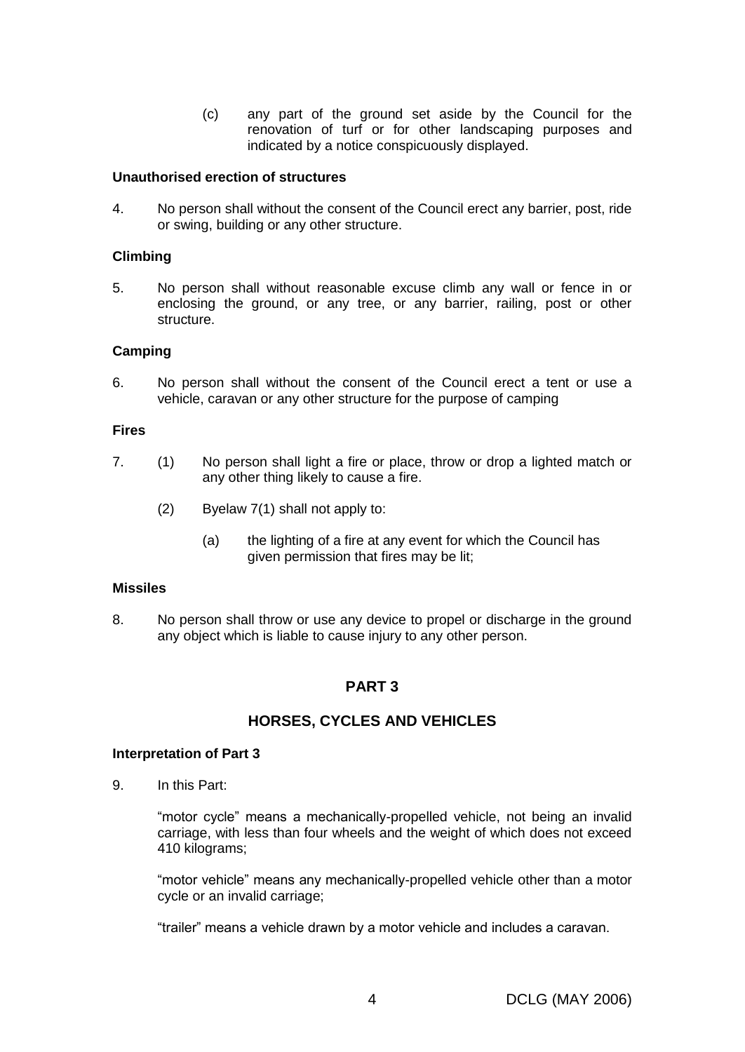(c) any part of the ground set aside by the Council for the renovation of turf or for other landscaping purposes and indicated by a notice conspicuously displayed.

**Unauthorised erection of structures**

4. No person shall without the consent of the Council erect any barrier, post, ride or swing, building or any other structure.

**Climbing**

5. No person shall without reasonable excuse climb any wall or fence in or enclosing the ground, or any tree, or any barrier, railing, post or other structure.

**Camping**

6. No person shall without the consent of the Council erect a tent or use a vehicle, caravan or any other structure for the purpose of camping

**Fires**

7. (1) No person shall light a fire or place, throw or drop a lighted match or any other thing likely to cause a fire.

   (2) Byelaw 7(1) shall not apply to:

      (a) the lighting of a fire at any event for which the Council has given permission that fires may be lit;

**Missiles**

8. No person shall throw or use any device to propel or discharge in the ground any object which is liable to cause injury to any other person.

## PART 3

## HORSES, CYCLES AND VEHICLES

**Interpretation of Part 3**

9. In this Part:

   "motor cycle" means a mechanically-propelled vehicle, not being an invalid carriage, with less than four wheels and the weight of which does not exceed 410 kilograms;

   "motor vehicle" means any mechanically-propelled vehicle other than a motor cycle or an invalid carriage;

   "trailer" means a vehicle drawn by a motor vehicle and includes a caravan.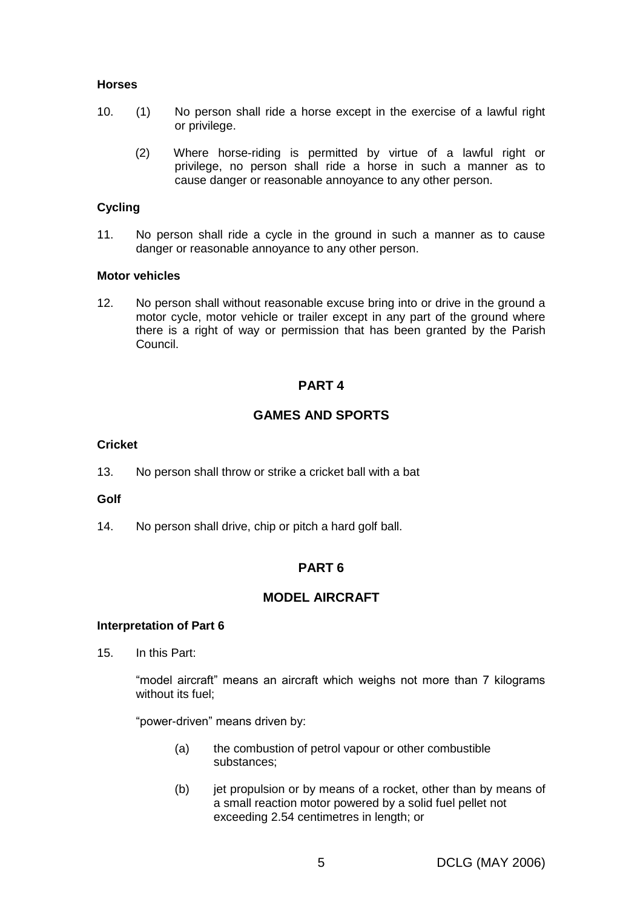**Horses**

10. (1) No person shall ride a horse except in the exercise of a lawful right or privilege.

    (2) Where horse-riding is permitted by virtue of a lawful right or privilege, no person shall ride a horse in such a manner as to cause danger or reasonable annoyance to any other person.

**Cycling**

11. No person shall ride a cycle in the ground in such a manner as to cause danger or reasonable annoyance to any other person.

**Motor vehicles**

12. No person shall without reasonable excuse bring into or drive in the ground a motor cycle, motor vehicle or trailer except in any part of the ground where there is a right of way or permission that has been granted by the Parish Council.

## PART 4

## GAMES AND SPORTS

**Cricket**

13. No person shall throw or strike a cricket ball with a bat

**Golf**

14. No person shall drive, chip or pitch a hard golf ball.

## PART 6

## MODEL AIRCRAFT

**Interpretation of Part 6**

15. In this Part:

    "model aircraft" means an aircraft which weighs not more than 7 kilograms without its fuel;

    "power-driven" means driven by:

    (a) the combustion of petrol vapour or other combustible substances;

    (b) jet propulsion or by means of a rocket, other than by means of a small reaction motor powered by a solid fuel pellet not exceeding 2.54 centimetres in length; or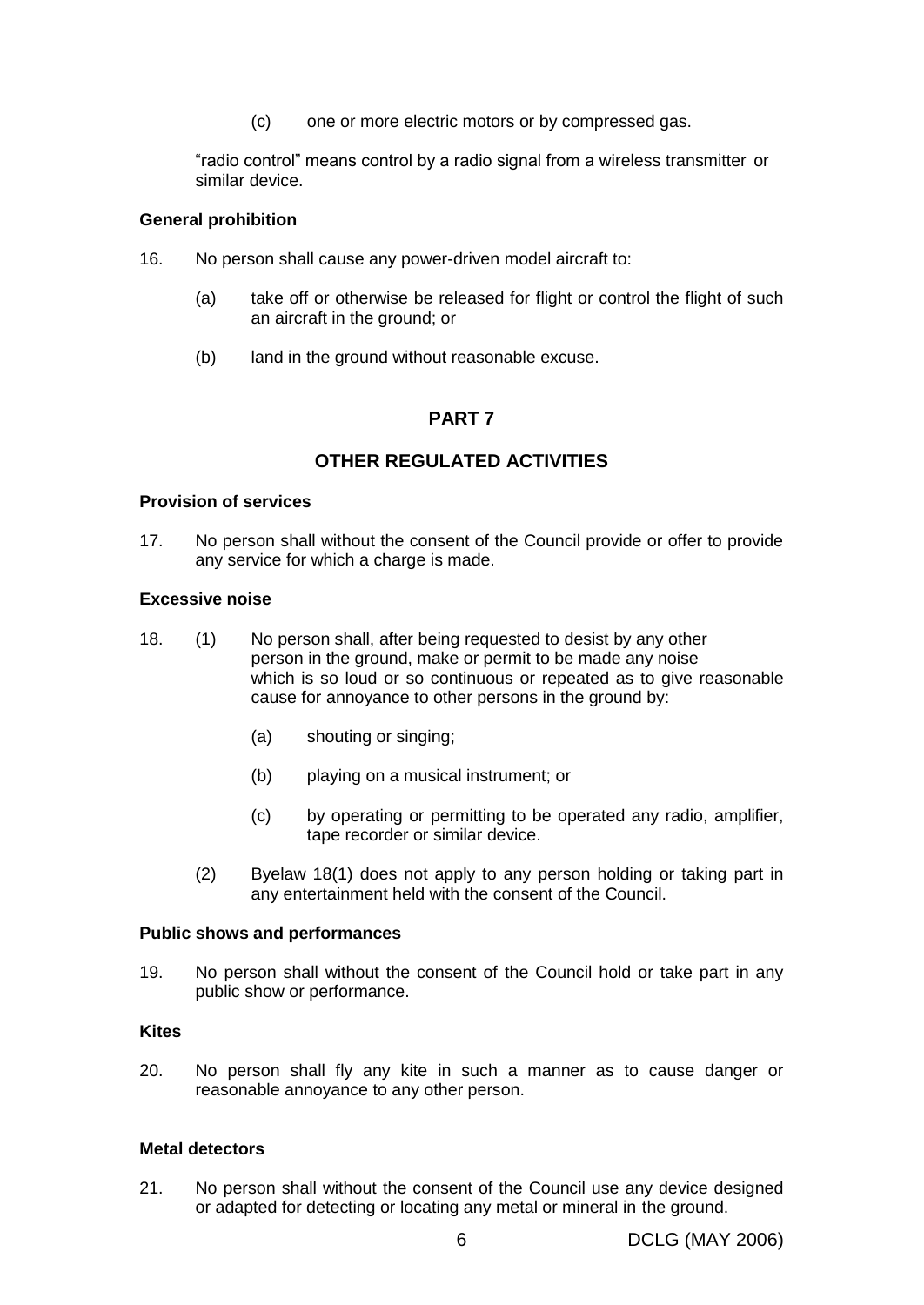(c) one or more electric motors or by compressed gas.

"radio control" means control by a radio signal from a wireless transmitter or similar device.

**General prohibition**

16. No person shall cause any power-driven model aircraft to:

    (a) take off or otherwise be released for flight or control the flight of such an aircraft in the ground; or

    (b) land in the ground without reasonable excuse.

## PART 7

## OTHER REGULATED ACTIVITIES

**Provision of services**

17. No person shall without the consent of the Council provide or offer to provide any service for which a charge is made.

**Excessive noise**

18. (1) No person shall, after being requested to desist by any other person in the ground, make or permit to be made any noise which is so loud or so continuous or repeated as to give reasonable cause for annoyance to other persons in the ground by:

    (a) shouting or singing;

    (b) playing on a musical instrument; or

    (c) by operating or permitting to be operated any radio, amplifier, tape recorder or similar device.

    (2) Byelaw 18(1) does not apply to any person holding or taking part in any entertainment held with the consent of the Council.

**Public shows and performances**

19. No person shall without the consent of the Council hold or take part in any public show or performance.

**Kites**

20. No person shall fly any kite in such a manner as to cause danger or reasonable annoyance to any other person.

**Metal detectors**

21. No person shall without the consent of the Council use any device designed or adapted for detecting or locating any metal or mineral in the ground.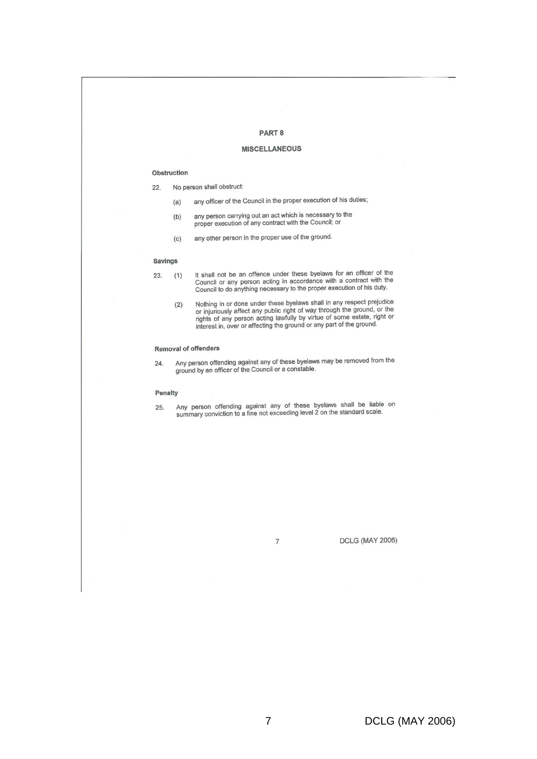# PART 8

## MISCELLANEOUS

### Obstruction

22. No person shall obstruct:

    (a) any officer of the Council in the proper execution of his duties;

    (b) any person carrying out an act which is necessary to the proper execution of any contract with the Council; or

    (c) any other person in the proper use of the ground.

### Savings

23. (1) It shall not be an offence under these byelaws for an officer of the Council or any person acting in accordance with a contract with the Council to do anything necessary to the proper execution of his duty.

    (2) Nothing in or done under these byelaws shall in any respect prejudice or injuriously affect any public right of way through the ground, or the rights of any person acting lawfully by virtue of some estate, right or interest in, over or affecting the ground or any part of the ground.

### Removal of offenders

24. Any person offending against any of these byelaws may be removed from the ground by an officer of the Council or a constable.

### Penalty

25. Any person offending against any of these byelaws shall be liable on summary conviction to a fine not exceeding level 2 on the standard scale.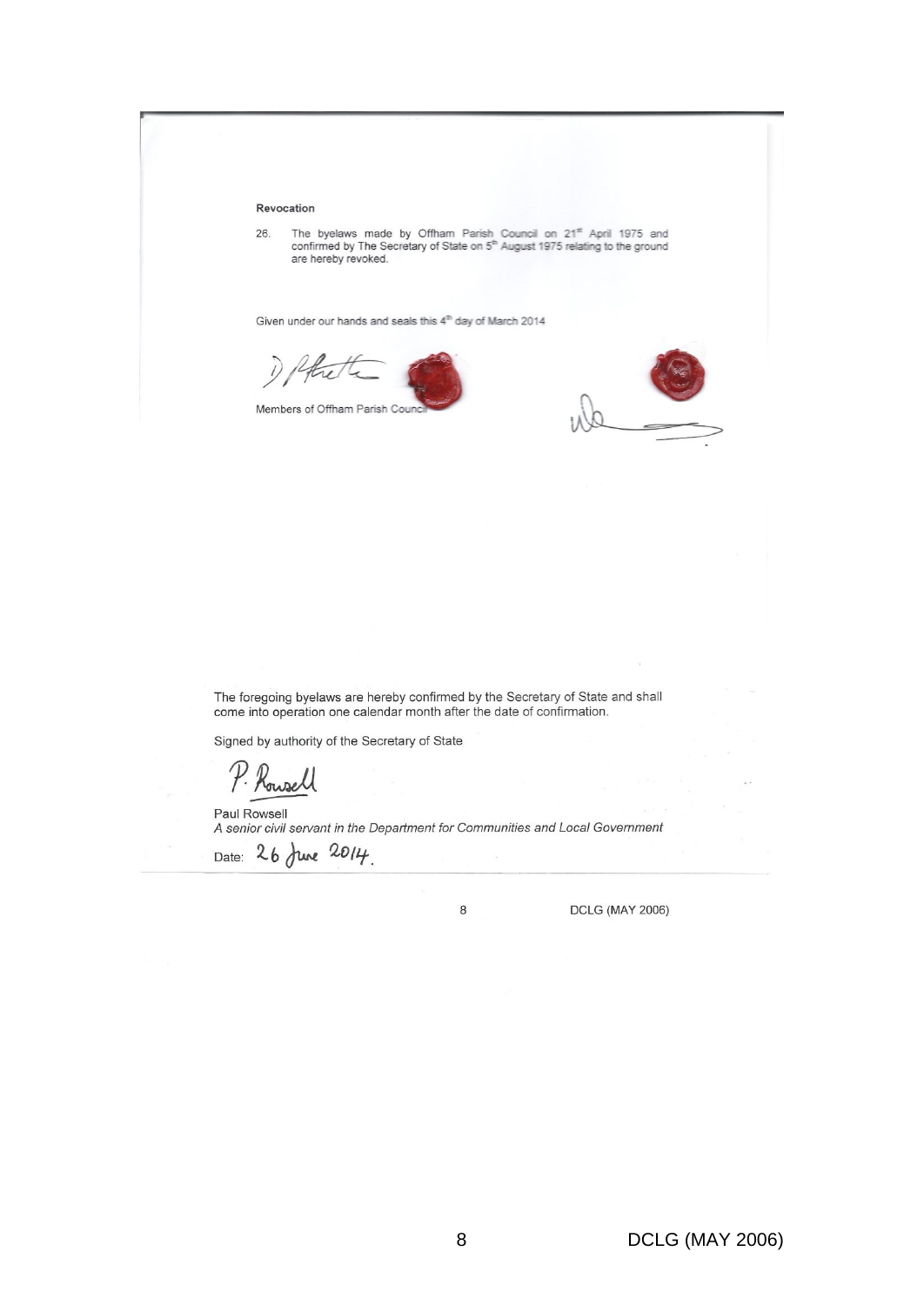**Revocation**

26. The byelaws made by Offham Parish Council on 21st April 1975 and confirmed by The Secretary of State on 5th August 1975 relating to the ground are hereby revoked.

Given under our hands and seals this 4th day of March 2014

Members of Offham Parish Council

The foregoing byelaws are hereby confirmed by the Secretary of State and shall come into operation one calendar month after the date of confirmation.

Signed by authority of the Secretary of State

P. Rowsell

Paul Rowsell
*A senior civil servant in the Department for Communities and Local Government*

Date: 26 June 2014.